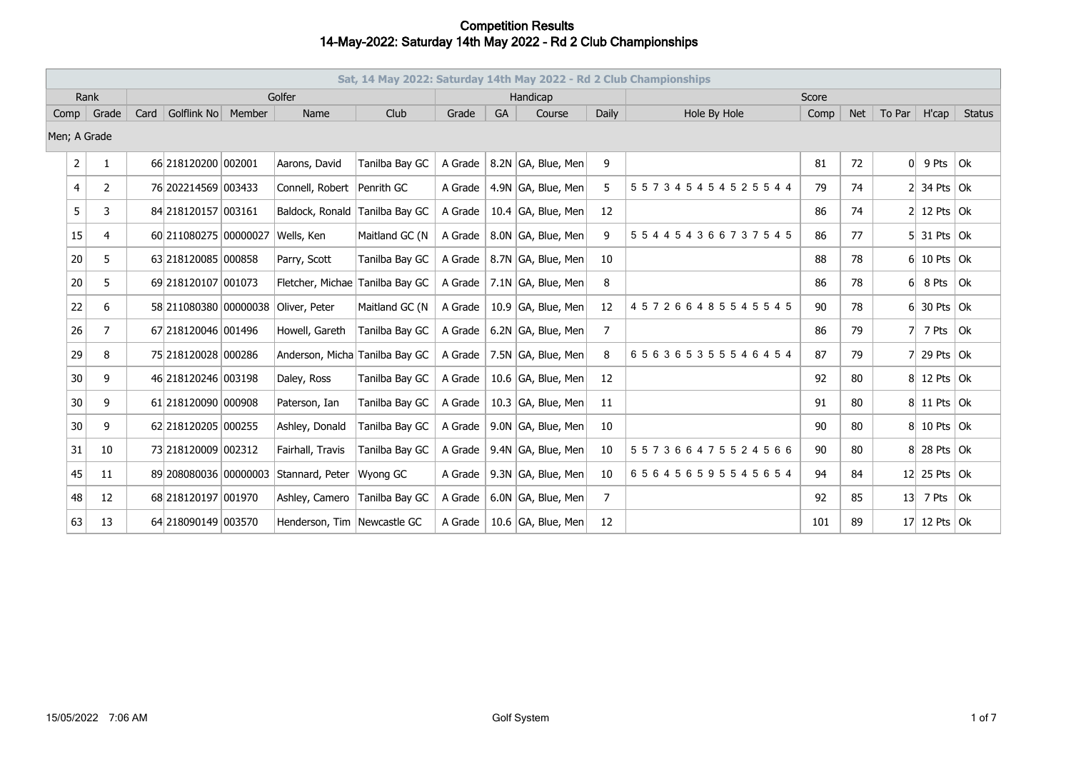# Competition Results

## 14-May-2022: Saturday 14th May 2022 - Rd 2 Club Championships

| Sat, 14 May 2022: Saturday 14th May 2022 - Rd 2 Club Championships | | | | | | | | | | | | | | | | | | |
|---|---|---|---|---|---|---|---|---|---|---|---|---|---|---|---|---|---|---|
| Rank | | Golfer | | | | | Handicap | | | | Score | | | | | | |
| Comp | Grade | Card | Golflink No | Member | Name | Club | Grade | GA | Course | Daily | Hole By Hole | Comp | Net | To Par | H'cap | Status |
| Men; A Grade | | | | | | | | | | | | | | | | |
| 2 | 1 | 66 | 218120200 | 002001 | Aarons, David | Tanilba Bay GC | A Grade | 8.2N | GA, Blue, Men | 9 | | 81 | 72 | 0 | 9 Pts | Ok |
| 4 | 2 | 76 | 202214569 | 003433 | Connell, Robert | Penrith GC | A Grade | 4.9N | GA, Blue, Men | 5 | 5 5 7 3 4 5 4 5 4 5 2 5 5 4 4 | 79 | 74 | 2 | 34 Pts | Ok |
| 5 | 3 | 84 | 218120157 | 003161 | Baldock, Ronald | Tanilba Bay GC | A Grade | 10.4 | GA, Blue, Men | 12 | | 86 | 74 | 2 | 12 Pts | Ok |
| 15 | 4 | 60 | 211080275 | 00000027 | Wells, Ken | Maitland GC (N | A Grade | 8.0N | GA, Blue, Men | 9 | 5 5 4 4 5 4 3 6 6 7 3 7 5 4 5 | 86 | 77 | 5 | 31 Pts | Ok |
| 20 | 5 | 63 | 218120085 | 000858 | Parry, Scott | Tanilba Bay GC | A Grade | 8.7N | GA, Blue, Men | 10 | | 88 | 78 | 6 | 10 Pts | Ok |
| 20 | 5 | 69 | 218120107 | 001073 | Fletcher, Michae | Tanilba Bay GC | A Grade | 7.1N | GA, Blue, Men | 8 | | 86 | 78 | 6 | 8 Pts | Ok |
| 22 | 6 | 58 | 211080380 | 00000038 | Oliver, Peter | Maitland GC (N | A Grade | 10.9 | GA, Blue, Men | 12 | 4 5 7 2 6 6 4 8 5 5 4 5 5 4 5 | 90 | 78 | 6 | 30 Pts | Ok |
| 26 | 7 | 67 | 218120046 | 001496 | Howell, Gareth | Tanilba Bay GC | A Grade | 6.2N | GA, Blue, Men | 7 | | 86 | 79 | 7 | 7 Pts | Ok |
| 29 | 8 | 75 | 218120028 | 000286 | Anderson, Micha | Tanilba Bay GC | A Grade | 7.5N | GA, Blue, Men | 8 | 6 5 6 3 6 5 3 5 5 5 4 6 4 5 4 | 87 | 79 | 7 | 29 Pts | Ok |
| 30 | 9 | 46 | 218120246 | 003198 | Daley, Ross | Tanilba Bay GC | A Grade | 10.6 | GA, Blue, Men | 12 | | 92 | 80 | 8 | 12 Pts | Ok |
| 30 | 9 | 61 | 218120090 | 000908 | Paterson, Ian | Tanilba Bay GC | A Grade | 10.3 | GA, Blue, Men | 11 | | 91 | 80 | 8 | 11 Pts | Ok |
| 30 | 9 | 62 | 218120205 | 000255 | Ashley, Donald | Tanilba Bay GC | A Grade | 9.0N | GA, Blue, Men | 10 | | 90 | 80 | 8 | 10 Pts | Ok |
| 31 | 10 | 73 | 218120009 | 002312 | Fairhall, Travis | Tanilba Bay GC | A Grade | 9.4N | GA, Blue, Men | 10 | 5 5 7 3 6 6 4 7 5 5 2 4 5 6 6 | 90 | 80 | 8 | 28 Pts | Ok |
| 45 | 11 | 89 | 208080036 | 00000003 | Stannard, Peter | Wyong GC | A Grade | 9.3N | GA, Blue, Men | 10 | 6 5 6 4 5 6 5 9 5 5 4 5 6 5 4 | 94 | 84 | 12 | 25 Pts | Ok |
| 48 | 12 | 68 | 218120197 | 001970 | Ashley, Camero | Tanilba Bay GC | A Grade | 6.0N | GA, Blue, Men | 7 | | 92 | 85 | 13 | 7 Pts | Ok |
| 63 | 13 | 64 | 218090149 | 003570 | Henderson, Tim | Newcastle GC | A Grade | 10.6 | GA, Blue, Men | 12 | | 101 | 89 | 17 | 12 Pts | Ok |

15/05/2022 7:06 AM Golf System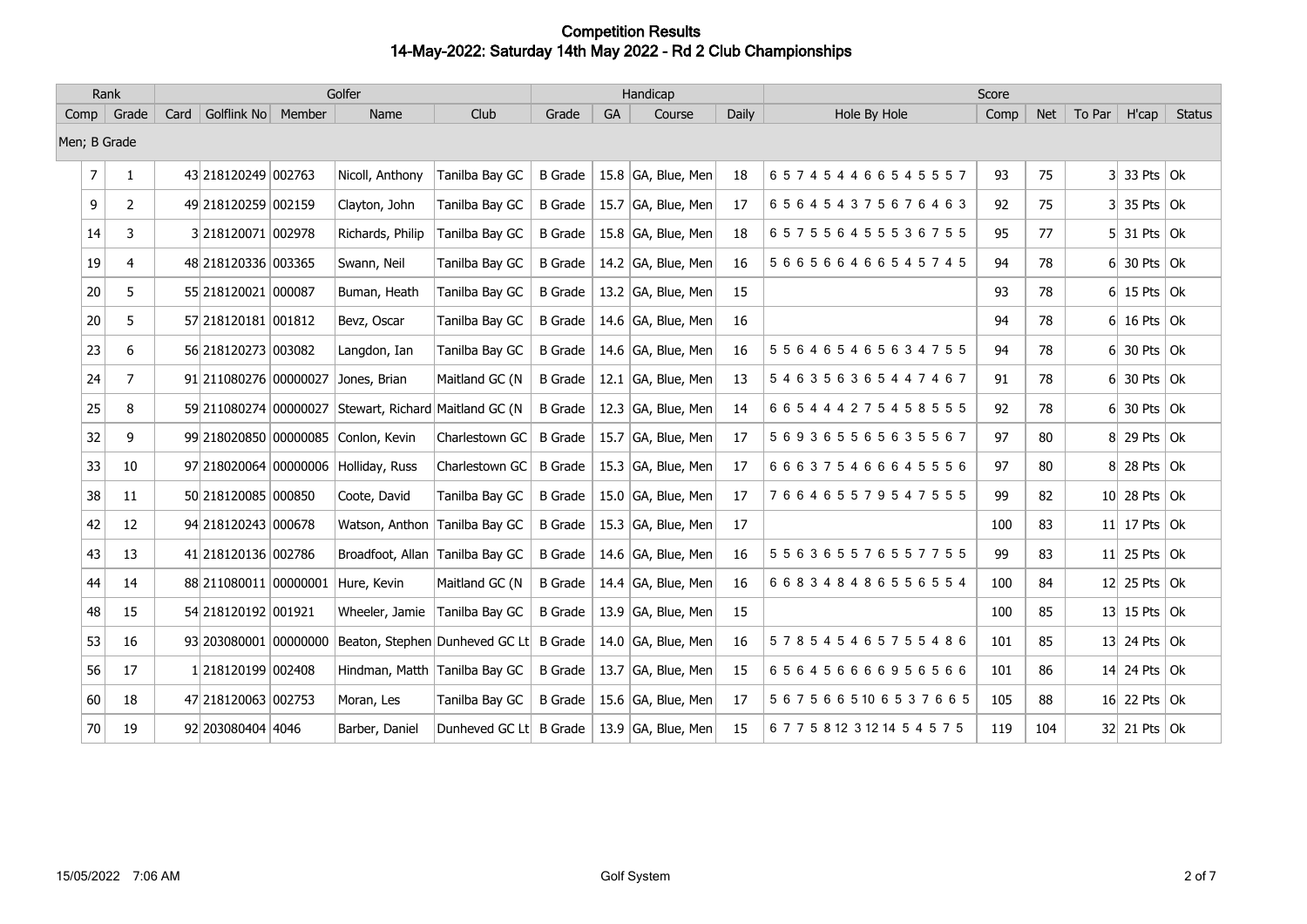# Competition Results
## 14-May-2022: Saturday 14th May 2022 - Rd 2 Club Championships

| Rank | | Golfer | | | | | Handicap | | | | Score | | | | | |
|---|---|---|---|---|---|---|---|---|---|---|---|---|---|---|---|---|
| Comp | Grade | Card | Golflink No | Member | Name | Club | Grade | GA | Course | Daily | Hole By Hole | Comp | Net | To Par | H'cap | Status |
| Men; B Grade | | | | | | | | | | | | | | | | |
| 7 | 1 | 43 | 218120249 | 002763 | Nicoll, Anthony | Tanilba Bay GC | B Grade | 15.8 | GA, Blue, Men | 18 | 6 5 7 4 5 4 4 6 6 5 4 5 5 5 7 | 93 | 75 | 3 | 33 Pts | Ok |
| 9 | 2 | 49 | 218120259 | 002159 | Clayton, John | Tanilba Bay GC | B Grade | 15.7 | GA, Blue, Men | 17 | 6 5 6 4 5 4 3 7 5 6 7 6 4 6 3 | 92 | 75 | 3 | 35 Pts | Ok |
| 14 | 3 | 3 | 218120071 | 002978 | Richards, Philip | Tanilba Bay GC | B Grade | 15.8 | GA, Blue, Men | 18 | 6 5 7 5 5 6 4 5 5 5 3 6 7 5 5 | 95 | 77 | 5 | 31 Pts | Ok |
| 19 | 4 | 48 | 218120336 | 003365 | Swann, Neil | Tanilba Bay GC | B Grade | 14.2 | GA, Blue, Men | 16 | 5 6 6 5 6 6 4 6 6 5 4 5 7 4 5 | 94 | 78 | 6 | 30 Pts | Ok |
| 20 | 5 | 55 | 218120021 | 000087 | Buman, Heath | Tanilba Bay GC | B Grade | 13.2 | GA, Blue, Men | 15 | | 93 | 78 | 6 | 15 Pts | Ok |
| 20 | 5 | 57 | 218120181 | 001812 | Bevz, Oscar | Tanilba Bay GC | B Grade | 14.6 | GA, Blue, Men | 16 | | 94 | 78 | 6 | 16 Pts | Ok |
| 23 | 6 | 56 | 218120273 | 003082 | Langdon, Ian | Tanilba Bay GC | B Grade | 14.6 | GA, Blue, Men | 16 | 5 5 6 4 6 5 4 6 5 6 3 4 7 5 5 | 94 | 78 | 6 | 30 Pts | Ok |
| 24 | 7 | 91 | 211080276 | 00000027 | Jones, Brian | Maitland GC (N | B Grade | 12.1 | GA, Blue, Men | 13 | 5 4 6 3 5 6 3 6 5 4 4 7 4 6 7 | 91 | 78 | 6 | 30 Pts | Ok |
| 25 | 8 | 59 | 211080274 | 00000027 | Stewart, Richard | Maitland GC (N | B Grade | 12.3 | GA, Blue, Men | 14 | 6 6 5 4 4 4 2 7 5 4 5 8 5 5 5 | 92 | 78 | 6 | 30 Pts | Ok |
| 32 | 9 | 99 | 218020850 | 00000085 | Conlon, Kevin | Charlestown GC | B Grade | 15.7 | GA, Blue, Men | 17 | 5 6 9 3 6 5 5 6 5 6 3 5 5 6 7 | 97 | 80 | 8 | 29 Pts | Ok |
| 33 | 10 | 97 | 218020064 | 00000006 | Holliday, Russ | Charlestown GC | B Grade | 15.3 | GA, Blue, Men | 17 | 6 6 6 3 7 5 4 6 6 6 4 5 5 5 6 | 97 | 80 | 8 | 28 Pts | Ok |
| 38 | 11 | 50 | 218120085 | 000850 | Coote, David | Tanilba Bay GC | B Grade | 15.0 | GA, Blue, Men | 17 | 7 6 6 4 6 5 5 7 9 5 4 7 5 5 5 | 99 | 82 | 10 | 28 Pts | Ok |
| 42 | 12 | 94 | 218120243 | 000678 | Watson, Anthon | Tanilba Bay GC | B Grade | 15.3 | GA, Blue, Men | 17 | | 100 | 83 | 11 | 17 Pts | Ok |
| 43 | 13 | 41 | 218120136 | 002786 | Broadfoot, Allan | Tanilba Bay GC | B Grade | 14.6 | GA, Blue, Men | 16 | 5 5 6 3 6 5 5 7 6 5 5 7 7 5 5 | 99 | 83 | 11 | 25 Pts | Ok |
| 44 | 14 | 88 | 211080011 | 00000001 | Hure, Kevin | Maitland GC (N | B Grade | 14.4 | GA, Blue, Men | 16 | 6 6 8 3 4 8 4 8 6 5 5 6 5 5 4 | 100 | 84 | 12 | 25 Pts | Ok |
| 48 | 15 | 54 | 218120192 | 001921 | Wheeler, Jamie | Tanilba Bay GC | B Grade | 13.9 | GA, Blue, Men | 15 | | 100 | 85 | 13 | 15 Pts | Ok |
| 53 | 16 | 93 | 203080001 | 00000000 | Beaton, Stephen | Dunheved GC Lt | B Grade | 14.0 | GA, Blue, Men | 16 | 5 7 8 5 4 5 4 6 5 7 5 5 4 8 6 | 101 | 85 | 13 | 24 Pts | Ok |
| 56 | 17 | 1 | 218120199 | 002408 | Hindman, Matth | Tanilba Bay GC | B Grade | 13.7 | GA, Blue, Men | 15 | 6 5 6 4 5 6 6 6 6 9 5 6 5 6 6 | 101 | 86 | 14 | 24 Pts | Ok |
| 60 | 18 | 47 | 218120063 | 002753 | Moran, Les | Tanilba Bay GC | B Grade | 15.6 | GA, Blue, Men | 17 | 5 6 7 5 6 6 5 10 6 5 3 7 6 6 5 | 105 | 88 | 16 | 22 Pts | Ok |
| 70 | 19 | 92 | 203080404 | 4046 | Barber, Daniel | Dunheved GC Lt | B Grade | 13.9 | GA, Blue, Men | 15 | 6 7 7 5 8 12 3 12 14 5 4 5 7 5 | 119 | 104 | 32 | 21 Pts | Ok |

15/05/2022 7:06 AM Golf System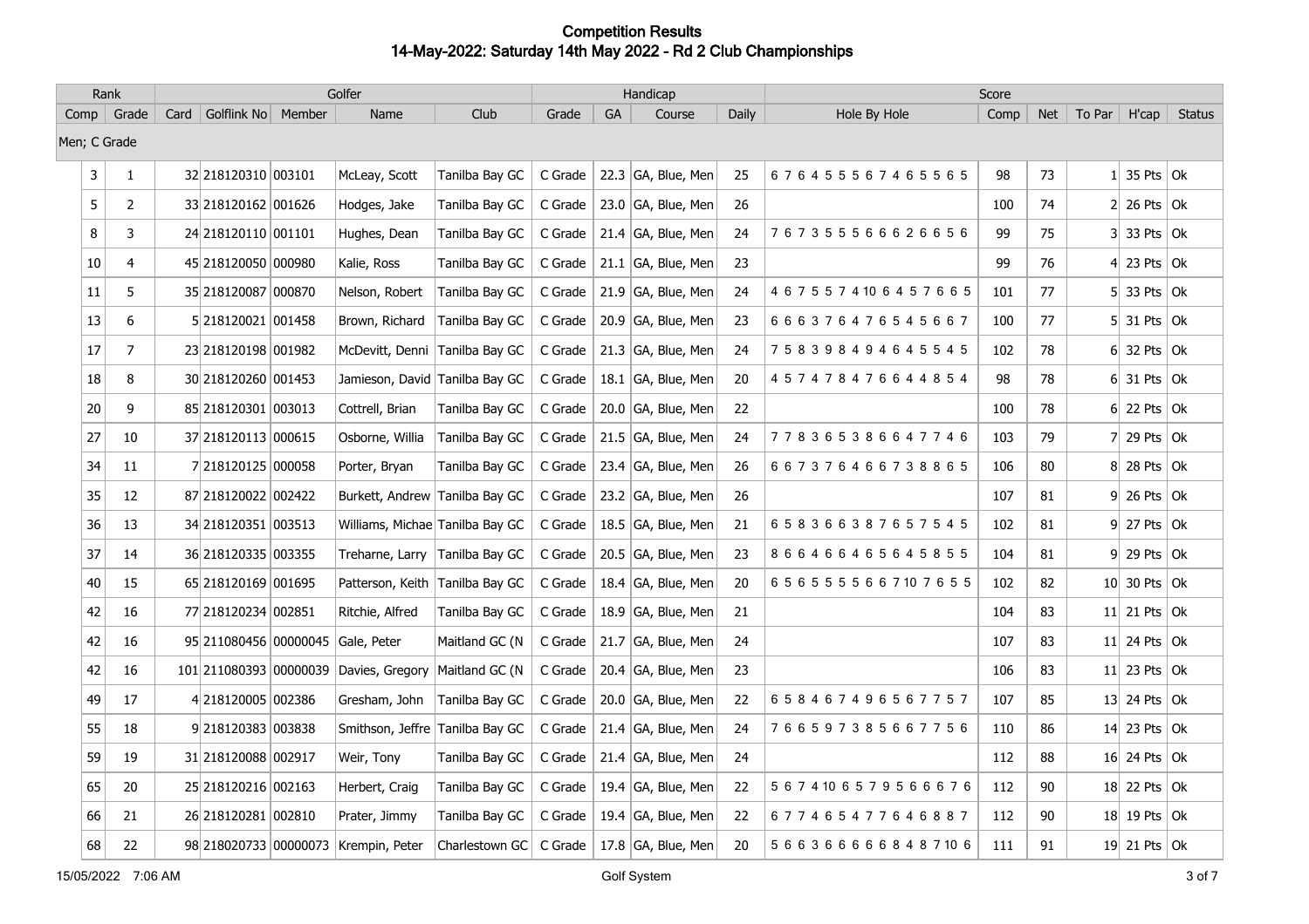# Competition Results
## 14-May-2022: Saturday 14th May 2022 - Rd 2 Club Championships

| Rank | | Golfer | | | | | Handicap | | | | Score | | | | | |
|---|---|---|---|---|---|---|---|---|---|---|---|---|---|---|---|---|
| Comp | Grade | Card | Golflink No | Member | Name | Club | Grade | GA | Course | Daily | Hole By Hole | Comp | Net | To Par | H'cap | Status |
| Men; C Grade | | | | | | | | | | | | | | | | |
| 3 | 1 | 32 | 218120310 | 003101 | McLeay, Scott | Tanilba Bay GC | C Grade | 22.3 | GA, Blue, Men | 25 | 6 7 6 4 5 5 5 6 7 4 6 5 5 6 5 | 98 | 73 | 1 | 35 Pts | Ok |
| 5 | 2 | 33 | 218120162 | 001626 | Hodges, Jake | Tanilba Bay GC | C Grade | 23.0 | GA, Blue, Men | 26 | | 100 | 74 | 2 | 26 Pts | Ok |
| 8 | 3 | 24 | 218120110 | 001101 | Hughes, Dean | Tanilba Bay GC | C Grade | 21.4 | GA, Blue, Men | 24 | 7 6 7 3 5 5 5 6 6 6 2 6 6 5 6 | 99 | 75 | 3 | 33 Pts | Ok |
| 10 | 4 | 45 | 218120050 | 000980 | Kalie, Ross | Tanilba Bay GC | C Grade | 21.1 | GA, Blue, Men | 23 | | 99 | 76 | 4 | 23 Pts | Ok |
| 11 | 5 | 35 | 218120087 | 000870 | Nelson, Robert | Tanilba Bay GC | C Grade | 21.9 | GA, Blue, Men | 24 | 4 6 7 5 5 7 4 10 6 4 5 7 6 6 5 | 101 | 77 | 5 | 33 Pts | Ok |
| 13 | 6 | 5 | 218120021 | 001458 | Brown, Richard | Tanilba Bay GC | C Grade | 20.9 | GA, Blue, Men | 23 | 6 6 6 3 7 6 4 7 6 5 4 5 6 6 7 | 100 | 77 | 5 | 31 Pts | Ok |
| 17 | 7 | 23 | 218120198 | 001982 | McDevitt, Denni | Tanilba Bay GC | C Grade | 21.3 | GA, Blue, Men | 24 | 7 5 8 3 9 8 4 9 4 6 4 5 5 4 5 | 102 | 78 | 6 | 32 Pts | Ok |
| 18 | 8 | 30 | 218120260 | 001453 | Jamieson, David | Tanilba Bay GC | C Grade | 18.1 | GA, Blue, Men | 20 | 4 5 7 4 7 8 4 7 6 6 4 4 8 5 4 | 98 | 78 | 6 | 31 Pts | Ok |
| 20 | 9 | 85 | 218120301 | 003013 | Cottrell, Brian | Tanilba Bay GC | C Grade | 20.0 | GA, Blue, Men | 22 | | 100 | 78 | 6 | 22 Pts | Ok |
| 27 | 10 | 37 | 218120113 | 000615 | Osborne, Willia | Tanilba Bay GC | C Grade | 21.5 | GA, Blue, Men | 24 | 7 7 8 3 6 5 3 8 6 6 4 7 7 4 6 | 103 | 79 | 7 | 29 Pts | Ok |
| 34 | 11 | 7 | 218120125 | 000058 | Porter, Bryan | Tanilba Bay GC | C Grade | 23.4 | GA, Blue, Men | 26 | 6 6 7 3 7 6 4 6 6 7 3 8 8 6 5 | 106 | 80 | 8 | 28 Pts | Ok |
| 35 | 12 | 87 | 218120022 | 002422 | Burkett, Andrew | Tanilba Bay GC | C Grade | 23.2 | GA, Blue, Men | 26 | | 107 | 81 | 9 | 26 Pts | Ok |
| 36 | 13 | 34 | 218120351 | 003513 | Williams, Michae | Tanilba Bay GC | C Grade | 18.5 | GA, Blue, Men | 21 | 6 5 8 3 6 6 3 8 7 6 5 7 5 4 5 | 102 | 81 | 9 | 27 Pts | Ok |
| 37 | 14 | 36 | 218120335 | 003355 | Treharne, Larry | Tanilba Bay GC | C Grade | 20.5 | GA, Blue, Men | 23 | 8 6 6 4 6 6 4 6 5 6 4 5 8 5 5 | 104 | 81 | 9 | 29 Pts | Ok |
| 40 | 15 | 65 | 218120169 | 001695 | Patterson, Keith | Tanilba Bay GC | C Grade | 18.4 | GA, Blue, Men | 20 | 6 5 6 5 5 5 5 6 6 7 10 7 6 5 5 | 102 | 82 | 10 | 30 Pts | Ok |
| 42 | 16 | 77 | 218120234 | 002851 | Ritchie, Alfred | Tanilba Bay GC | C Grade | 18.9 | GA, Blue, Men | 21 | | 104 | 83 | 11 | 21 Pts | Ok |
| 42 | 16 | 95 | 211080456 | 00000045 | Gale, Peter | Maitland GC (N | C Grade | 21.7 | GA, Blue, Men | 24 | | 107 | 83 | 11 | 24 Pts | Ok |
| 42 | 16 | 101 | 211080393 | 00000039 | Davies, Gregory | Maitland GC (N | C Grade | 20.4 | GA, Blue, Men | 23 | | 106 | 83 | 11 | 23 Pts | Ok |
| 49 | 17 | 4 | 218120005 | 002386 | Gresham, John | Tanilba Bay GC | C Grade | 20.0 | GA, Blue, Men | 22 | 6 5 8 4 6 7 4 9 6 5 6 7 7 5 7 | 107 | 85 | 13 | 24 Pts | Ok |
| 55 | 18 | 9 | 218120383 | 003838 | Smithson, Jeffre | Tanilba Bay GC | C Grade | 21.4 | GA, Blue, Men | 24 | 7 6 6 5 9 7 3 8 5 6 6 7 7 5 6 | 110 | 86 | 14 | 23 Pts | Ok |
| 59 | 19 | 31 | 218120088 | 002917 | Weir, Tony | Tanilba Bay GC | C Grade | 21.4 | GA, Blue, Men | 24 | | 112 | 88 | 16 | 24 Pts | Ok |
| 65 | 20 | 25 | 218120216 | 002163 | Herbert, Craig | Tanilba Bay GC | C Grade | 19.4 | GA, Blue, Men | 22 | 5 6 7 4 10 6 5 7 9 5 6 6 6 7 6 | 112 | 90 | 18 | 22 Pts | Ok |
| 66 | 21 | 26 | 218120281 | 002810 | Prater, Jimmy | Tanilba Bay GC | C Grade | 19.4 | GA, Blue, Men | 22 | 6 7 7 4 6 5 4 7 7 6 4 6 8 8 7 | 112 | 90 | 18 | 19 Pts | Ok |
| 68 | 22 | 98 | 218020733 | 00000073 | Krempin, Peter | Charlestown GC | C Grade | 17.8 | GA, Blue, Men | 20 | 5 6 6 3 6 6 6 6 6 8 4 8 7 10 6 | 111 | 91 | 19 | 21 Pts | Ok |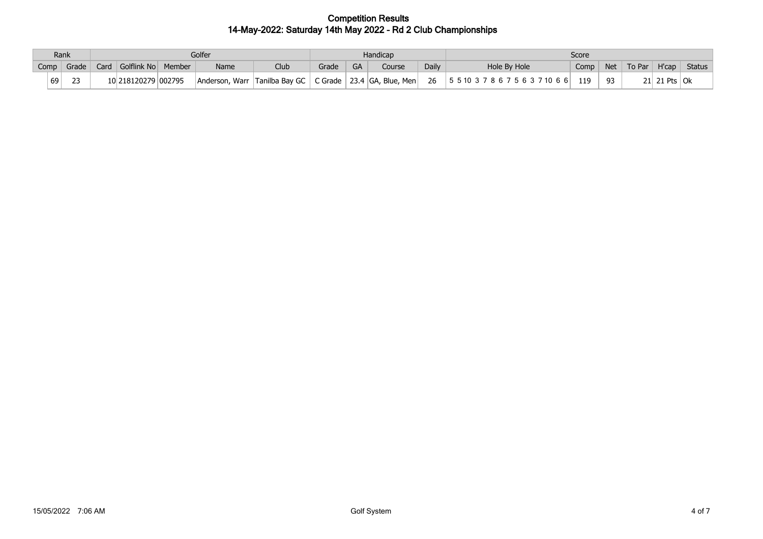# Competition Results
## 14-May-2022: Saturday 14th May 2022 - Rd 2 Club Championships

| Rank | | Golfer | | | | | Handicap | | | | Score | | | | | |
|---|---|---|---|---|---|---|---|---|---|---|---|---|---|---|---|---|
| Comp | Grade | Card | Golflink No | Member | Name | Club | Grade | GA | Course | Daily | Hole By Hole | Comp | Net | To Par | H'cap | Status |
| 69 | 23 | 10 | 218120279 | 002795 | Anderson, Warr | Tanilba Bay GC | C Grade | 23.4 | GA, Blue, Men | 26 | 5 5 10 3 7 8 6 7 5 6 3 7 10 6 6 | 119 | 93 | 21 | 21 Pts | Ok |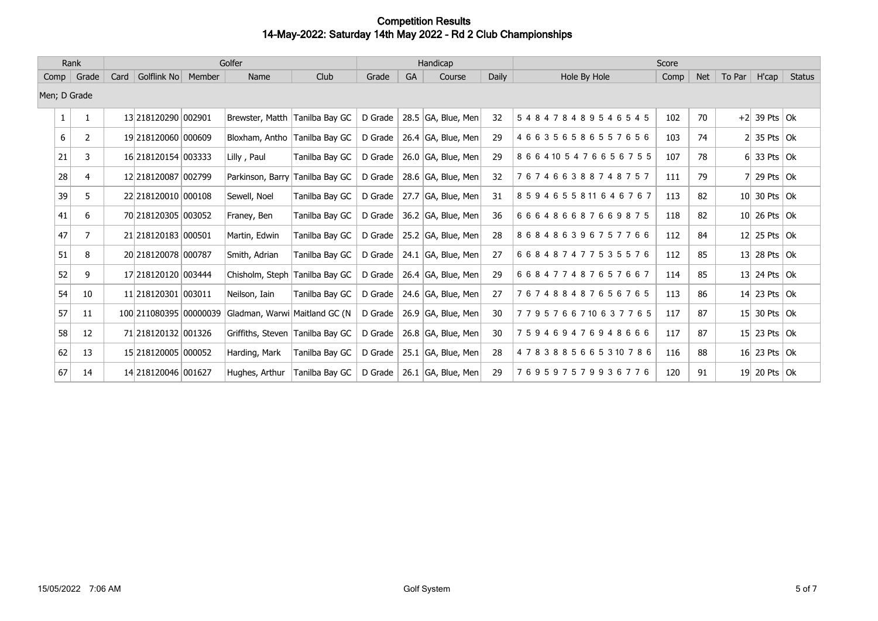# Competition Results
## 14-May-2022: Saturday 14th May 2022 - Rd 2 Club Championships

| Rank | | Golfer | | | | | Handicap | | | | Score | | | | | |
|---|---|---|---|---|---|---|---|---|---|---|---|---|---|---|---|---|
| Comp | Grade | Card | Golflink No | Member | Name | Club | Grade | GA | Course | Daily | Hole By Hole | Comp | Net | To Par | H'cap | Status |
| Men; D Grade | | | | | | | | | | | | | | | | |
| 1 | 1 | 13 | 218120290 | 002901 | Brewster, Matth | Tanilba Bay GC | D Grade | 28.5 | GA, Blue, Men | 32 | 5 4 8 4 7 8 4 8 9 5 4 6 5 4 5 | 102 | 70 | +2 | 39 Pts | Ok |
| 6 | 2 | 19 | 218120060 | 000609 | Bloxham, Antho | Tanilba Bay GC | D Grade | 26.4 | GA, Blue, Men | 29 | 4 6 6 3 5 6 5 8 6 5 5 7 6 5 6 | 103 | 74 | 2 | 35 Pts | Ok |
| 21 | 3 | 16 | 218120154 | 003333 | Lilly , Paul | Tanilba Bay GC | D Grade | 26.0 | GA, Blue, Men | 29 | 8 6 6 4 10 5 4 7 6 6 5 6 7 5 5 | 107 | 78 | 6 | 33 Pts | Ok |
| 28 | 4 | 12 | 218120087 | 002799 | Parkinson, Barry | Tanilba Bay GC | D Grade | 28.6 | GA, Blue, Men | 32 | 7 6 7 4 6 6 3 8 8 7 4 8 7 5 7 | 111 | 79 | 7 | 29 Pts | Ok |
| 39 | 5 | 22 | 218120010 | 000108 | Sewell, Noel | Tanilba Bay GC | D Grade | 27.7 | GA, Blue, Men | 31 | 8 5 9 4 6 5 5 8 11 6 4 6 7 6 7 | 113 | 82 | 10 | 30 Pts | Ok |
| 41 | 6 | 70 | 218120305 | 003052 | Franey, Ben | Tanilba Bay GC | D Grade | 36.2 | GA, Blue, Men | 36 | 6 6 6 4 8 6 6 8 7 6 6 9 8 7 5 | 118 | 82 | 10 | 26 Pts | Ok |
| 47 | 7 | 21 | 218120183 | 000501 | Martin, Edwin | Tanilba Bay GC | D Grade | 25.2 | GA, Blue, Men | 28 | 8 6 8 4 8 6 3 9 6 7 5 7 7 6 6 | 112 | 84 | 12 | 25 Pts | Ok |
| 51 | 8 | 20 | 218120078 | 000787 | Smith, Adrian | Tanilba Bay GC | D Grade | 24.1 | GA, Blue, Men | 27 | 6 6 8 4 8 7 4 7 7 5 3 5 5 7 6 | 112 | 85 | 13 | 28 Pts | Ok |
| 52 | 9 | 17 | 218120120 | 003444 | Chisholm, Steph | Tanilba Bay GC | D Grade | 26.4 | GA, Blue, Men | 29 | 6 6 8 4 7 7 4 8 7 6 5 7 6 6 7 | 114 | 85 | 13 | 24 Pts | Ok |
| 54 | 10 | 11 | 218120301 | 003011 | Neilson, Iain | Tanilba Bay GC | D Grade | 24.6 | GA, Blue, Men | 27 | 7 6 7 4 8 8 4 8 7 6 5 6 7 6 5 | 113 | 86 | 14 | 23 Pts | Ok |
| 57 | 11 | 100 | 211080395 | 00000039 | Gladman, Warwi | Maitland GC (N | D Grade | 26.9 | GA, Blue, Men | 30 | 7 7 9 5 7 6 6 7 10 6 3 7 7 6 5 | 117 | 87 | 15 | 30 Pts | Ok |
| 58 | 12 | 71 | 218120132 | 001326 | Griffiths, Steven | Tanilba Bay GC | D Grade | 26.8 | GA, Blue, Men | 30 | 7 5 9 4 6 9 4 7 6 9 4 8 6 6 6 | 117 | 87 | 15 | 23 Pts | Ok |
| 62 | 13 | 15 | 218120005 | 000052 | Harding, Mark | Tanilba Bay GC | D Grade | 25.1 | GA, Blue, Men | 28 | 4 7 8 3 8 8 5 6 6 5 3 10 7 8 6 | 116 | 88 | 16 | 23 Pts | Ok |
| 67 | 14 | 14 | 218120046 | 001627 | Hughes, Arthur | Tanilba Bay GC | D Grade | 26.1 | GA, Blue, Men | 29 | 7 6 9 5 9 7 5 7 9 9 3 6 7 7 6 | 120 | 91 | 19 | 20 Pts | Ok |

15/05/2022 7:06 AM Golf System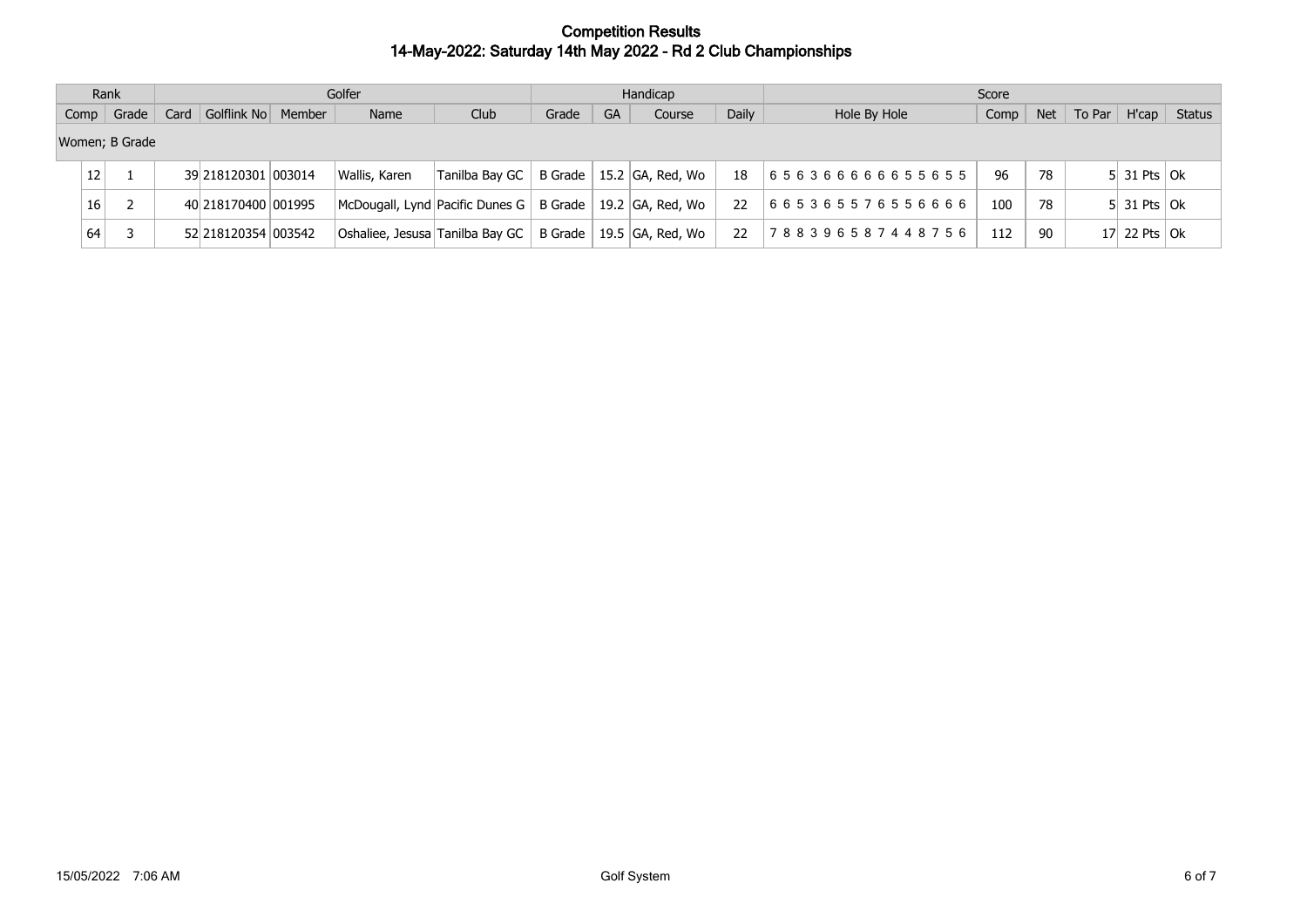# Competition Results

## 14-May-2022: Saturday 14th May 2022 - Rd 2 Club Championships

| Rank | | Golfer | | | | | Handicap | | | | Score | | | | | |
|---|---|---|---|---|---|---|---|---|---|---|---|---|---|---|---|---|
| Comp | Grade | Card | Golflink No | Member | Name | Club | Grade | GA | Course | Daily | Hole By Hole | Comp | Net | To Par | H'cap | Status |
| Women; B Grade | | | | | | | | | | | | | | | | |
| 12 | 1 | 39 | 218120301 | 003014 | Wallis, Karen | Tanilba Bay GC | B Grade | 15.2 | GA, Red, Wo | 18 | 6 5 6 3 6 6 6 6 6 6 5 5 6 5 5 | 96 | 78 | 5 | 31 Pts | Ok |
| 16 | 2 | 40 | 218170400 | 001995 | McDougall, Lynd | Pacific Dunes G | B Grade | 19.2 | GA, Red, Wo | 22 | 6 6 5 3 6 5 5 7 6 5 5 6 6 6 6 | 100 | 78 | 5 | 31 Pts | Ok |
| 64 | 3 | 52 | 218120354 | 003542 | Oshaliee, Jesusa | Tanilba Bay GC | B Grade | 19.5 | GA, Red, Wo | 22 | 7 8 8 3 9 6 5 8 7 4 4 8 7 5 6 | 112 | 90 | 17 | 22 Pts | Ok |

15/05/2022 7:06 AM — Golf System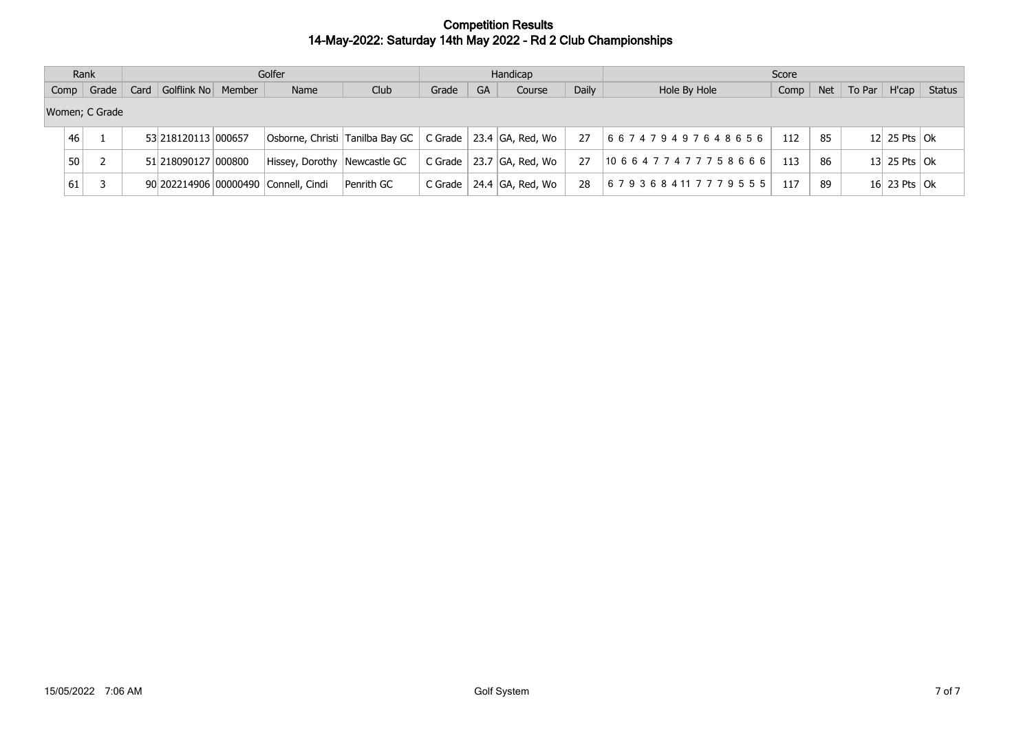# Competition Results
## 14-May-2022: Saturday 14th May 2022 - Rd 2 Club Championships

| Rank | | Golfer | | | | | Handicap | | | | Score | | | | | |
|---|---|---|---|---|---|---|---|---|---|---|---|---|---|---|---|---|
| Comp | Grade | Card | Golflink No | Member | Name | Club | Grade | GA | Course | Daily | Hole By Hole | Comp | Net | To Par | H'cap | Status |
| Women; C Grade | | | | | | | | | | | | | | | | |
| 46 | 1 | 53 | 218120113 | 000657 | Osborne, Christi | Tanilba Bay GC | C Grade | 23.4 | GA, Red, Wo | 27 | 6 6 7 4 7 9 4 9 7 6 4 8 6 5 6 | 112 | 85 | 12 | 25 Pts | Ok |
| 50 | 2 | 51 | 218090127 | 000800 | Hissey, Dorothy | Newcastle GC | C Grade | 23.7 | GA, Red, Wo | 27 | 10 6 6 4 7 7 4 7 7 7 5 8 6 6 6 | 113 | 86 | 13 | 25 Pts | Ok |
| 61 | 3 | 90 | 202214906 | 00000490 | Connell, Cindi | Penrith GC | C Grade | 24.4 | GA, Red, Wo | 28 | 6 7 9 3 6 8 4 11 7 7 7 9 5 5 5 | 117 | 89 | 16 | 23 Pts | Ok |

15/05/2022 7:06 AM

Golf System